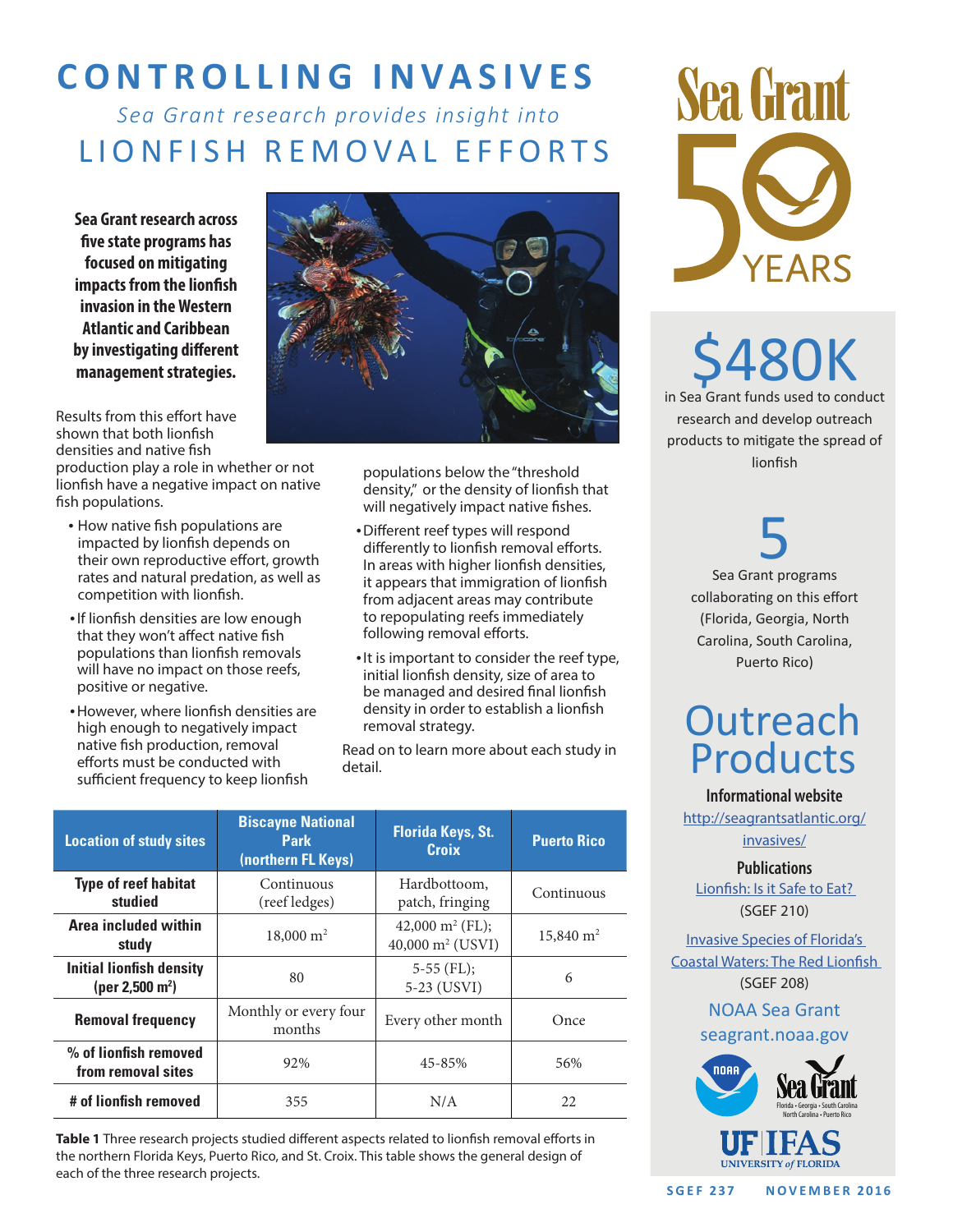# CONTROLLING INVASIVES

*Sea Grant research provides insight into*

## LIONFISH REMOVAL EFFORTS

**Sea Grant research across five state programs has focused on mitigating impacts from the lionfish invasion in the Western Atlantic and Caribbean by investigating different management strategies.**

Results from this effort have shown that both lionfish densities and native fish production play a role in whether or not lionfish have a negative impact on native fish populations.

- How native fish populations are impacted by lionfish depends on their own reproductive effort, growth rates and natural predation, as well as competition with lionfish.
- If lionfish densities are low enough that they won't affect native fish populations than lionfish removals will have no impact on those reefs, positive or negative.
- However, where lionfish densities are high enough to negatively impact native fish production, removal efforts must be conducted with sufficient frequency to keep lionfish populations below the "threshold density," or the density of lionfish that will negatively impact native fishes.
- Different reef types will respond differently to lionfish removal efforts. In areas with higher lionfish densities, it appears that immigration of lionfish from adjacent areas may contribute to repopulating reefs immediately following removal efforts.
- It is important to consider the reef type, initial lionfish density, size of area to be managed and desired final lionfish density in order to establish a lionfish removal strategy.

Read on to learn more about each study in detail.

| Location of study sites | Biscayne National Park (northern FL Keys) | Florida Keys, St. Croix | Puerto Rico |
|---|---|---|---|
| **Type of reef habitat studied** | Continuous (reef ledges) | Hardbottoom, patch, fringing | Continuous |
| **Area included within study** | 18,000 $m^2$ | 42,000 $m^2$ (FL); 40,000 $m^2$ (USVI) | 15,840 $m^2$ |
| **Initial lionfish density (per 2,500 $m^2$)** | 80 | 5-55 (FL); 5-23 (USVI) | 6 |
| **Removal frequency** | Monthly or every four months | Every other month | Once |
| **% of lionfish removed from removal sites** | 92% | 45-85% | 56% |
| **# of lionfish removed** | 355 | N/A | 22 |

**Table 1** Three research projects studied different aspects related to lionfish removal efforts in the northern Florida Keys, Puerto Rico, and St. Croix. This table shows the general design of each of the three research projects.

Sea Grant 50 YEARS

## $480K

in Sea Grant funds used to conduct research and develop outreach products to mitigate the spread of lionfish

## 5

Sea Grant programs collaborating on this effort (Florida, Georgia, North Carolina, South Carolina, Puerto Rico)

## Outreach Products

**Informational website**

http://seagrantsatlantic.org/invasives/

**Publications**

Lionfish: Is it Safe to Eat? (SGEF 210)

Invasive Species of Florida's Coastal Waters: The Red Lionfish (SGEF 208)

NOAA Sea Grant
seagrant.noaa.gov

NOAA · Sea Grant (Florida • Georgia • South Carolina • North Carolina • Puerto Rico) · UF IFAS UNIVERSITY of FLORIDA

SGEF 237 NOVEMBER 2016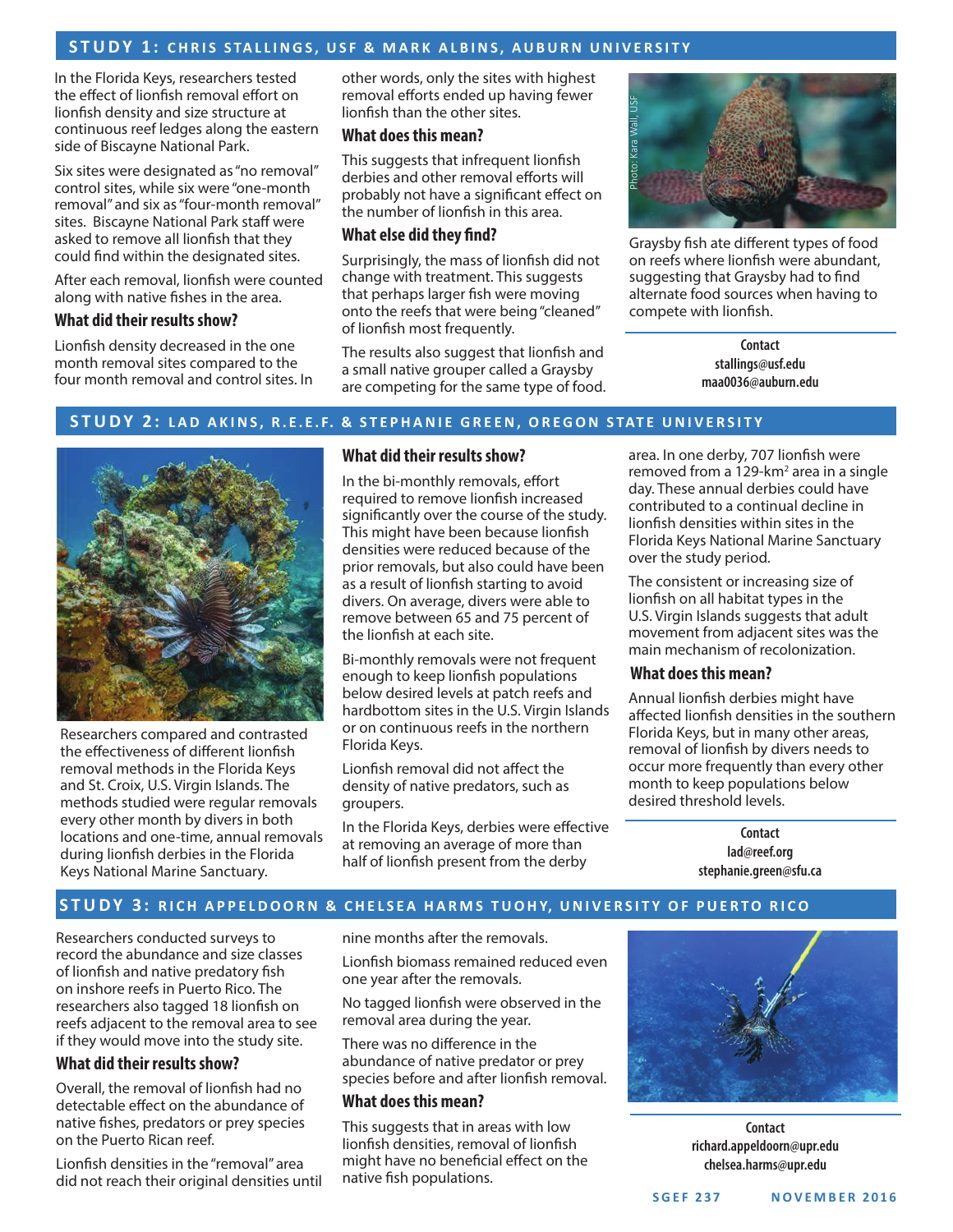## STUDY 1: CHRIS STALLINGS, USF & MARK ALBINS, AUBURN UNIVERSITY

In the Florida Keys, researchers tested the effect of lionfish removal effort on lionfish density and size structure at continuous reef ledges along the eastern side of Biscayne National Park.

Six sites were designated as "no removal" control sites, while six were "one-month removal" and six as "four-month removal" sites. Biscayne National Park staff were asked to remove all lionfish that they could find within the designated sites.

After each removal, lionfish were counted along with native fishes in the area.

### What did their results show?

Lionfish density decreased in the one month removal sites compared to the four month removal and control sites. In other words, only the sites with highest removal efforts ended up having fewer lionfish than the other sites.

### What does this mean?

This suggests that infrequent lionfish derbies and other removal efforts will probably not have a significant effect on the number of lionfish in this area.

### What else did they find?

Surprisingly, the mass of lionfish did not change with treatment. This suggests that perhaps larger fish were moving onto the reefs that were being "cleaned" of lionfish most frequently.

The results also suggest that lionfish and a small native grouper called a Graysby are competing for the same type of food.

Photo: Kara Wall, USF

Graysby fish ate different types of food on reefs where lionfish were abundant, suggesting that Graysby had to find alternate food sources when having to compete with lionfish.

**Contact**
stallings@usf.edu
maa0036@auburn.edu

## STUDY 2: LAD AKINS, R.E.E.F. & STEPHANIE GREEN, OREGON STATE UNIVERSITY

Researchers compared and contrasted the effectiveness of different lionfish removal methods in the Florida Keys and St. Croix, U.S. Virgin Islands. The methods studied were regular removals every other month by divers in both locations and one-time, annual removals during lionfish derbies in the Florida Keys National Marine Sanctuary.

### What did their results show?

In the bi-monthly removals, effort required to remove lionfish increased significantly over the course of the study. This might have been because lionfish densities were reduced because of the prior removals, but also could have been as a result of lionfish starting to avoid divers. On average, divers were able to remove between 65 and 75 percent of the lionfish at each site.

Bi-monthly removals were not frequent enough to keep lionfish populations below desired levels at patch reefs and hardbottom sites in the U.S. Virgin Islands or on continuous reefs in the northern Florida Keys.

Lionfish removal did not affect the density of native predators, such as groupers.

In the Florida Keys, derbies were effective at removing an average of more than half of lionfish present from the derby area. In one derby, 707 lionfish were removed from a 129-km$^2$ area in a single day. These annual derbies could have contributed to a continual decline in lionfish densities within sites in the Florida Keys National Marine Sanctuary over the study period.

The consistent or increasing size of lionfish on all habitat types in the U.S. Virgin Islands suggests that adult movement from adjacent sites was the main mechanism of recolonization.

### What does this mean?

Annual lionfish derbies might have affected lionfish densities in the southern Florida Keys, but in many other areas, removal of lionfish by divers needs to occur more frequently than every other month to keep populations below desired threshold levels.

**Contact**
lad@reef.org
stephanie.green@sfu.ca

## STUDY 3: RICH APPELDOORN & CHELSEA HARMS TUOHY, UNIVERSITY OF PUERTO RICO

Researchers conducted surveys to record the abundance and size classes of lionfish and native predatory fish on inshore reefs in Puerto Rico. The researchers also tagged 18 lionfish on reefs adjacent to the removal area to see if they would move into the study site.

### What did their results show?

Overall, the removal of lionfish had no detectable effect on the abundance of native fishes, predators or prey species on the Puerto Rican reef.

Lionfish densities in the "removal" area did not reach their original densities until nine months after the removals.

Lionfish biomass remained reduced even one year after the removals.

No tagged lionfish were observed in the removal area during the year.

There was no difference in the abundance of native predator or prey species before and after lionfish removal.

### What does this mean?

This suggests that in areas with low lionfish densities, removal of lionfish might have no beneficial effect on the native fish populations.

**Contact**
richard.appeldoorn@upr.edu
chelsea.harms@upr.edu